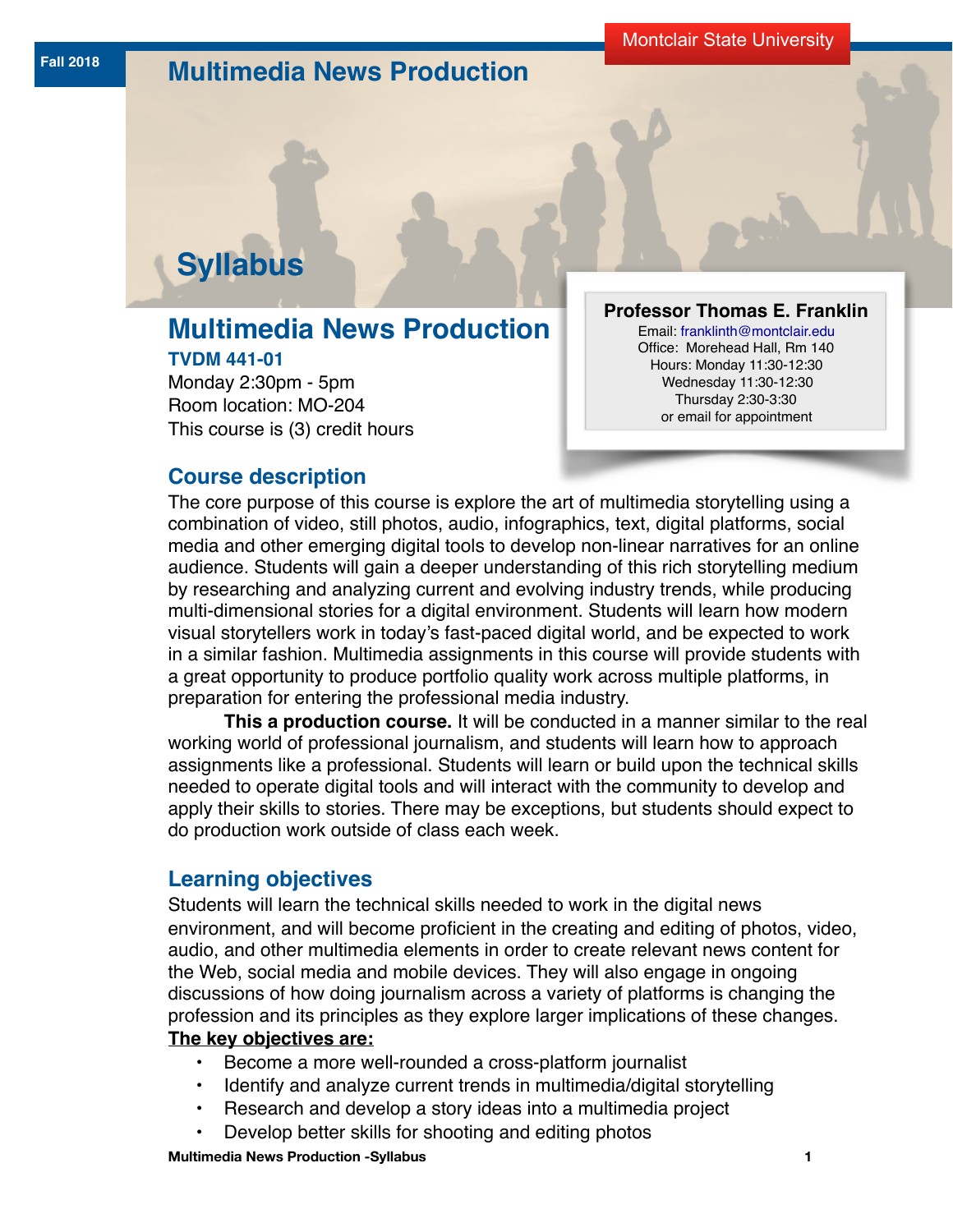Fall 2018

Montclair State University

# Multimedia News Production

# Syllabus

## Multimedia News Production

**TVDM 441-01**

Monday 2:30pm - 5pm
Room location: MO-204
This course is (3) credit hours

**Professor Thomas E. Franklin**
Email: franklinth@montclair.edu
Office: Morehead Hall, Rm 140
Hours: Monday 11:30-12:30
Wednesday 11:30-12:30
Thursday 2:30-3:30
or email for appointment

## Course description

The core purpose of this course is explore the art of multimedia storytelling using a combination of video, still photos, audio, infographics, text, digital platforms, social media and other emerging digital tools to develop non-linear narratives for an online audience. Students will gain a deeper understanding of this rich storytelling medium by researching and analyzing current and evolving industry trends, while producing multi-dimensional stories for a digital environment. Students will learn how modern visual storytellers work in today's fast-paced digital world, and be expected to work in a similar fashion. Multimedia assignments in this course will provide students with a great opportunity to produce portfolio quality work across multiple platforms, in preparation for entering the professional media industry.

**This a production course.** It will be conducted in a manner similar to the real working world of professional journalism, and students will learn how to approach assignments like a professional. Students will learn or build upon the technical skills needed to operate digital tools and will interact with the community to develop and apply their skills to stories. There may be exceptions, but students should expect to do production work outside of class each week.

## Learning objectives

Students will learn the technical skills needed to work in the digital news environment, and will become proficient in the creating and editing of photos, video, audio, and other multimedia elements in order to create relevant news content for the Web, social media and mobile devices. They will also engage in ongoing discussions of how doing journalism across a variety of platforms is changing the profession and its principles as they explore larger implications of these changes.

**The key objectives are:**

- Become a more well-rounded a cross-platform journalist
- Identify and analyze current trends in multimedia/digital storytelling
- Research and develop a story ideas into a multimedia project
- Develop better skills for shooting and editing photos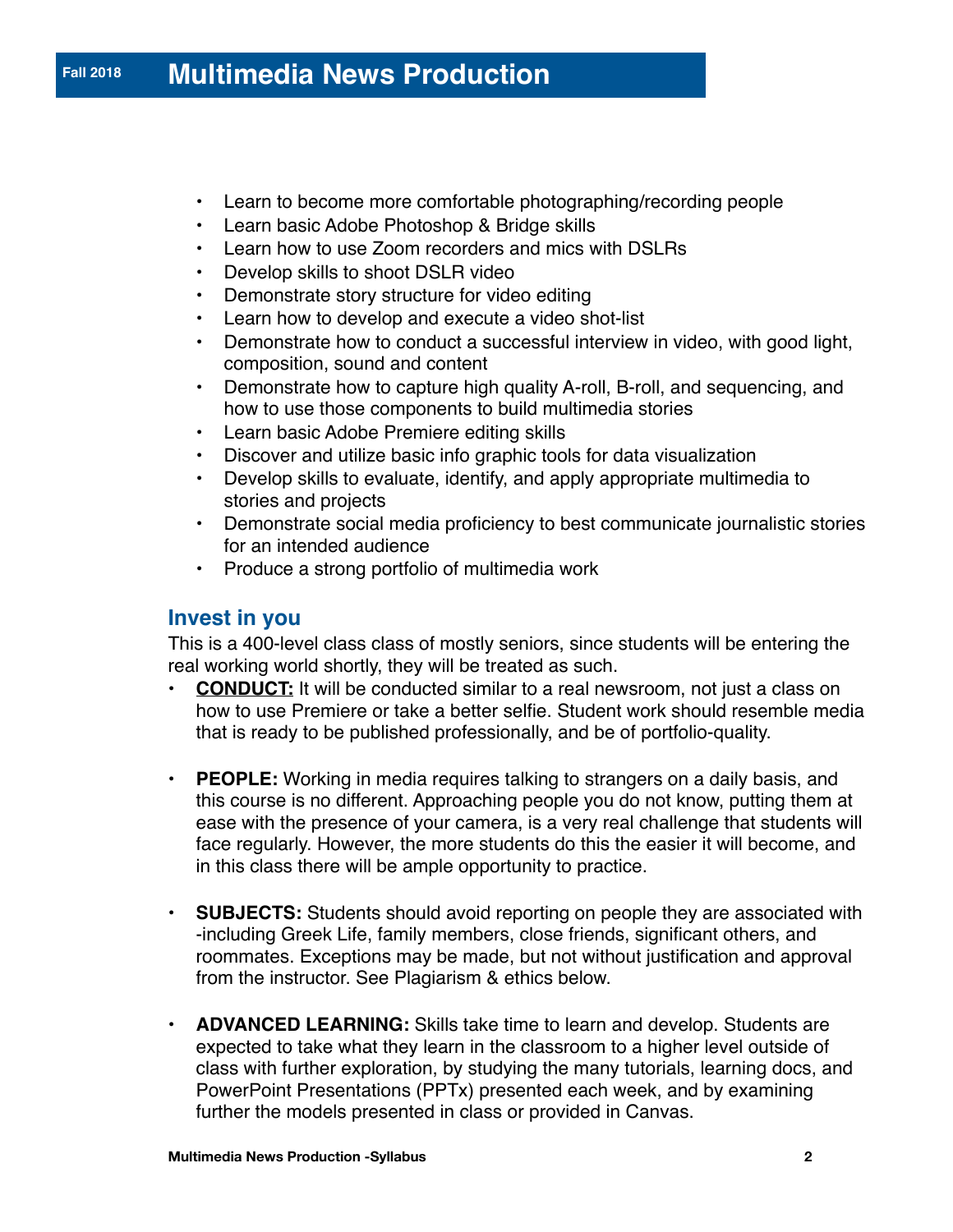- Learn to become more comfortable photographing/recording people
- Learn basic Adobe Photoshop & Bridge skills
- Learn how to use Zoom recorders and mics with DSLRs
- Develop skills to shoot DSLR video
- Demonstrate story structure for video editing
- Learn how to develop and execute a video shot-list
- Demonstrate how to conduct a successful interview in video, with good light, composition, sound and content
- Demonstrate how to capture high quality A-roll, B-roll, and sequencing, and how to use those components to build multimedia stories
- Learn basic Adobe Premiere editing skills
- Discover and utilize basic info graphic tools for data visualization
- Develop skills to evaluate, identify, and apply appropriate multimedia to stories and projects
- Demonstrate social media proficiency to best communicate journalistic stories for an intended audience
- Produce a strong portfolio of multimedia work

## Invest in you

This is a 400-level class class of mostly seniors, since students will be entering the real working world shortly, they will be treated as such.

- **CONDUCT:** It will be conducted similar to a real newsroom, not just a class on how to use Premiere or take a better selfie. Student work should resemble media that is ready to be published professionally, and be of portfolio-quality.

- **PEOPLE:** Working in media requires talking to strangers on a daily basis, and this course is no different. Approaching people you do not know, putting them at ease with the presence of your camera, is a very real challenge that students will face regularly. However, the more students do this the easier it will become, and in this class there will be ample opportunity to practice.

- **SUBJECTS:** Students should avoid reporting on people they are associated with -including Greek Life, family members, close friends, significant others, and roommates. Exceptions may be made, but not without justification and approval from the instructor. See Plagiarism & ethics below.

- **ADVANCED LEARNING:** Skills take time to learn and develop. Students are expected to take what they learn in the classroom to a higher level outside of class with further exploration, by studying the many tutorials, learning docs, and PowerPoint Presentations (PPTx) presented each week, and by examining further the models presented in class or provided in Canvas.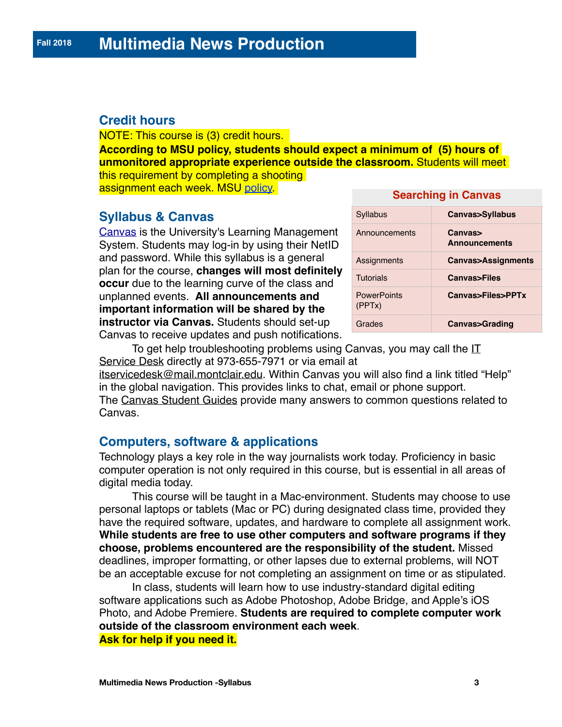## Credit hours

NOTE: This course is (3) credit hours.
**According to MSU policy, students should expect a minimum of (5) hours of unmonitored appropriate experience outside the classroom.** Students will meet this requirement by completing a shooting assignment each week. MSU policy.

## Syllabus & Canvas

Canvas is the University's Learning Management System. Students may log-in by using their NetID and password. While this syllabus is a general plan for the course, **changes will most definitely occur** due to the learning curve of the class and unplanned events. **All announcements and important information will be shared by the instructor via Canvas.** Students should set-up Canvas to receive updates and push notifications.

| Searching in Canvas | |
|---|---|
| Syllabus | **Canvas>Syllabus** |
| Announcements | **Canvas> Announcements** |
| Assignments | **Canvas>Assignments** |
| Tutorials | **Canvas>Files** |
| PowerPoints (PPTx) | **Canvas>Files>PPTx** |
| Grades | **Canvas>Grading** |

To get help troubleshooting problems using Canvas, you may call the IT Service Desk directly at 973-655-7971 or via email at itservicedesk@mail.montclair.edu. Within Canvas you will also find a link titled "Help" in the global navigation. This provides links to chat, email or phone support. The Canvas Student Guides provide many answers to common questions related to Canvas.

## Computers, software & applications

Technology plays a key role in the way journalists work today. Proficiency in basic computer operation is not only required in this course, but is essential in all areas of digital media today.

This course will be taught in a Mac-environment. Students may choose to use personal laptops or tablets (Mac or PC) during designated class time, provided they have the required software, updates, and hardware to complete all assignment work. **While students are free to use other computers and software programs if they choose, problems encountered are the responsibility of the student.** Missed deadlines, improper formatting, or other lapses due to external problems, will NOT be an acceptable excuse for not completing an assignment on time or as stipulated.

In class, students will learn how to use industry-standard digital editing software applications such as Adobe Photoshop, Adobe Bridge, and Apple's iOS Photo, and Adobe Premiere. **Students are required to complete computer work outside of the classroom environment each week**.

**Ask for help if you need it.**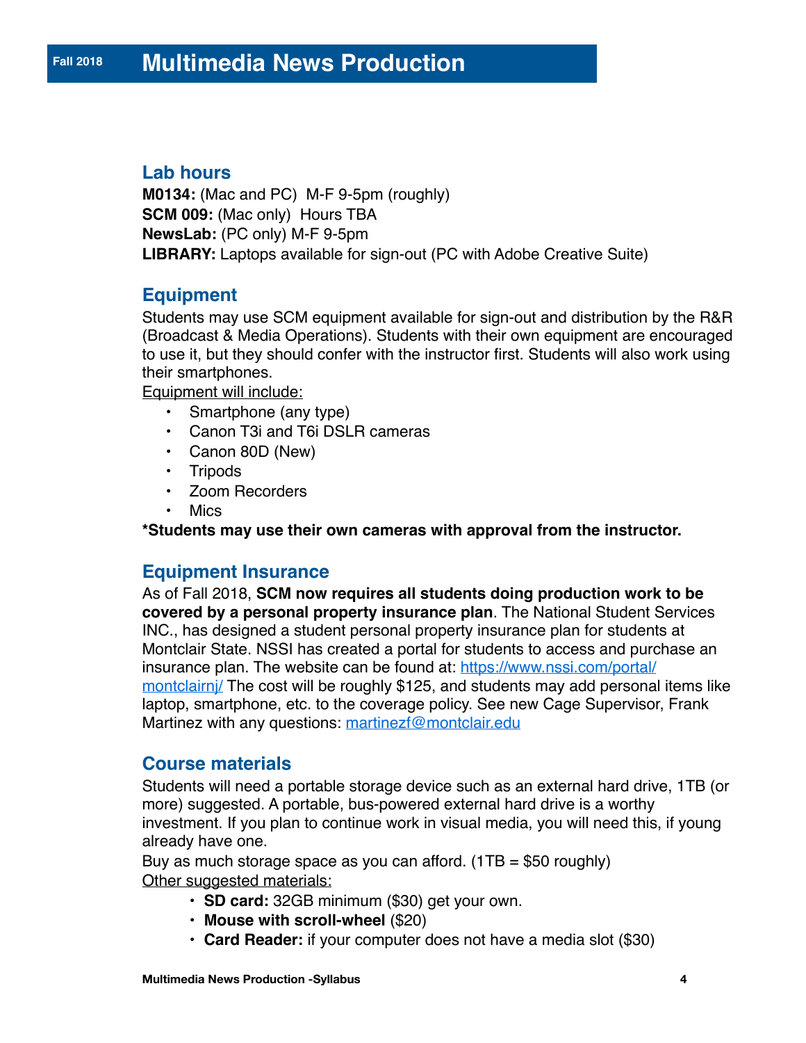## Lab hours

**M0134:** (Mac and PC) M-F 9-5pm (roughly)
**SCM 009:** (Mac only) Hours TBA
**NewsLab:** (PC only) M-F 9-5pm
**LIBRARY:** Laptops available for sign-out (PC with Adobe Creative Suite)

## Equipment

Students may use SCM equipment available for sign-out and distribution by the R&R (Broadcast & Media Operations). Students with their own equipment are encouraged to use it, but they should confer with the instructor first. Students will also work using their smartphones.

Equipment will include:

- Smartphone (any type)
- Canon T3i and T6i DSLR cameras
- Canon 80D (New)
- Tripods
- Zoom Recorders
- Mics

**\*Students may use their own cameras with approval from the instructor.**

## Equipment Insurance

As of Fall 2018, **SCM now requires all students doing production work to be covered by a personal property insurance plan**. The National Student Services INC., has designed a student personal property insurance plan for students at Montclair State. NSSI has created a portal for students to access and purchase an insurance plan. The website can be found at: https://www.nssi.com/portal/montclairnj/ The cost will be roughly $125, and students may add personal items like laptop, smartphone, etc. to the coverage policy. See new Cage Supervisor, Frank Martinez with any questions: martinezf@montclair.edu

## Course materials

Students will need a portable storage device such as an external hard drive, 1TB (or more) suggested. A portable, bus-powered external hard drive is a worthy investment. If you plan to continue work in visual media, you will need this, if young already have one.

Buy as much storage space as you can afford. (1TB = $50 roughly)

Other suggested materials:

- **SD card:** 32GB minimum ($30) get your own.
- **Mouse with scroll-wheel** ($20)
- **Card Reader:** if your computer does not have a media slot ($30)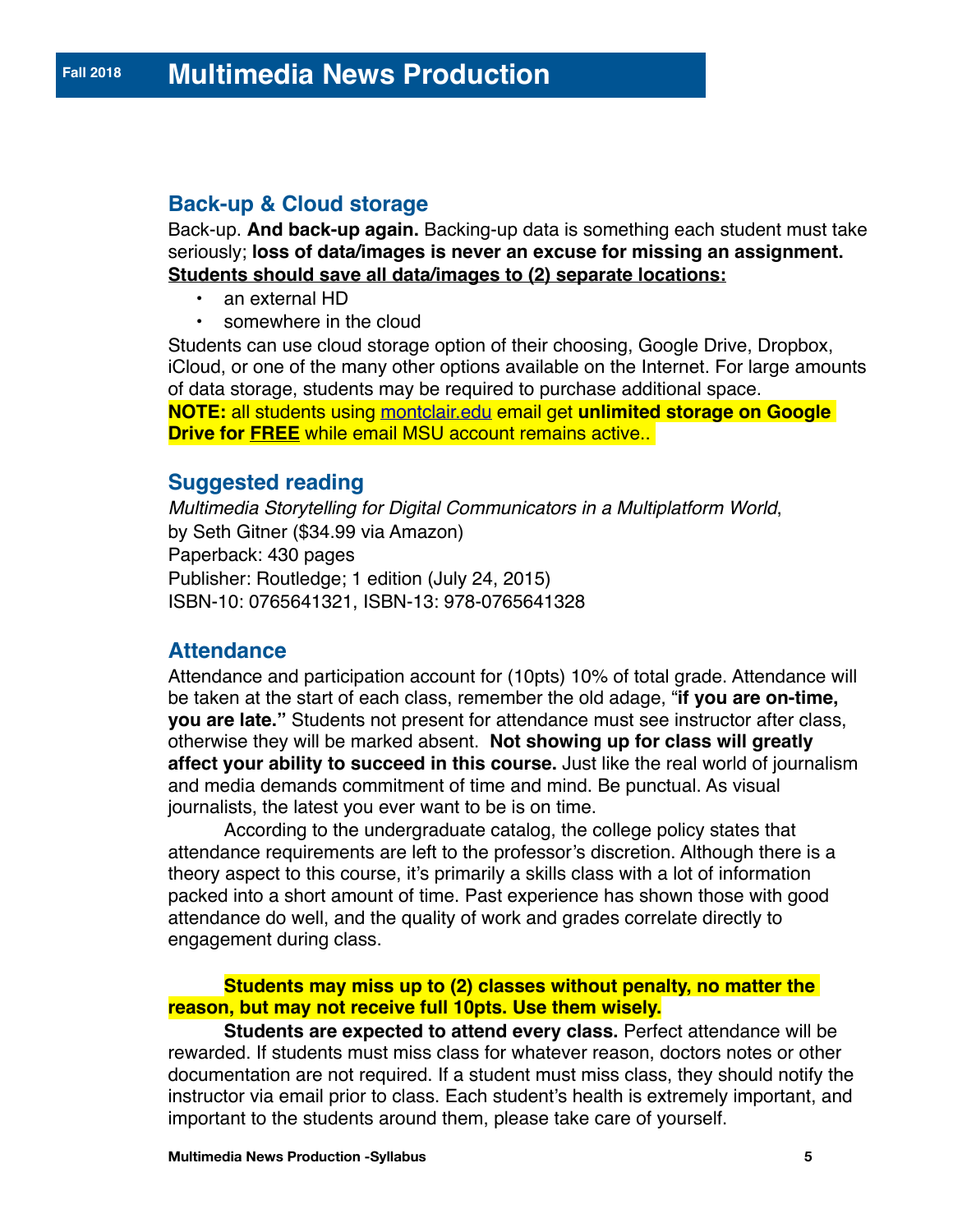## Back-up & Cloud storage

Back-up. **And back-up again.** Backing-up data is something each student must take seriously; **loss of data/images is never an excuse for missing an assignment.** **Students should save all data/images to (2) separate locations:**

- an external HD
- somewhere in the cloud

Students can use cloud storage option of their choosing, Google Drive, Dropbox, iCloud, or one of the many other options available on the Internet. For large amounts of data storage, students may be required to purchase additional space.
**NOTE:** all students using montclair.edu email get **unlimited storage on Google Drive for FREE** while email MSU account remains active..

## Suggested reading

*Multimedia Storytelling for Digital Communicators in a Multiplatform World*,
by Seth Gitner ($34.99 via Amazon)
Paperback: 430 pages
Publisher: Routledge; 1 edition (July 24, 2015)
ISBN-10: 0765641321, ISBN-13: 978-0765641328

## Attendance

Attendance and participation account for (10pts) 10% of total grade. Attendance will be taken at the start of each class, remember the old adage, "**if you are on-time, you are late.**" Students not present for attendance must see instructor after class, otherwise they will be marked absent. **Not showing up for class will greatly affect your ability to succeed in this course.** Just like the real world of journalism and media demands commitment of time and mind. Be punctual. As visual journalists, the latest you ever want to be is on time.

According to the undergraduate catalog, the college policy states that attendance requirements are left to the professor's discretion. Although there is a theory aspect to this course, it's primarily a skills class with a lot of information packed into a short amount of time. Past experience has shown those with good attendance do well, and the quality of work and grades correlate directly to engagement during class.

**Students may miss up to (2) classes without penalty, no matter the reason, but may not receive full 10pts. Use them wisely.**

**Students are expected to attend every class.** Perfect attendance will be rewarded. If students must miss class for whatever reason, doctors notes or other documentation are not required. If a student must miss class, they should notify the instructor via email prior to class. Each student's health is extremely important, and important to the students around them, please take care of yourself.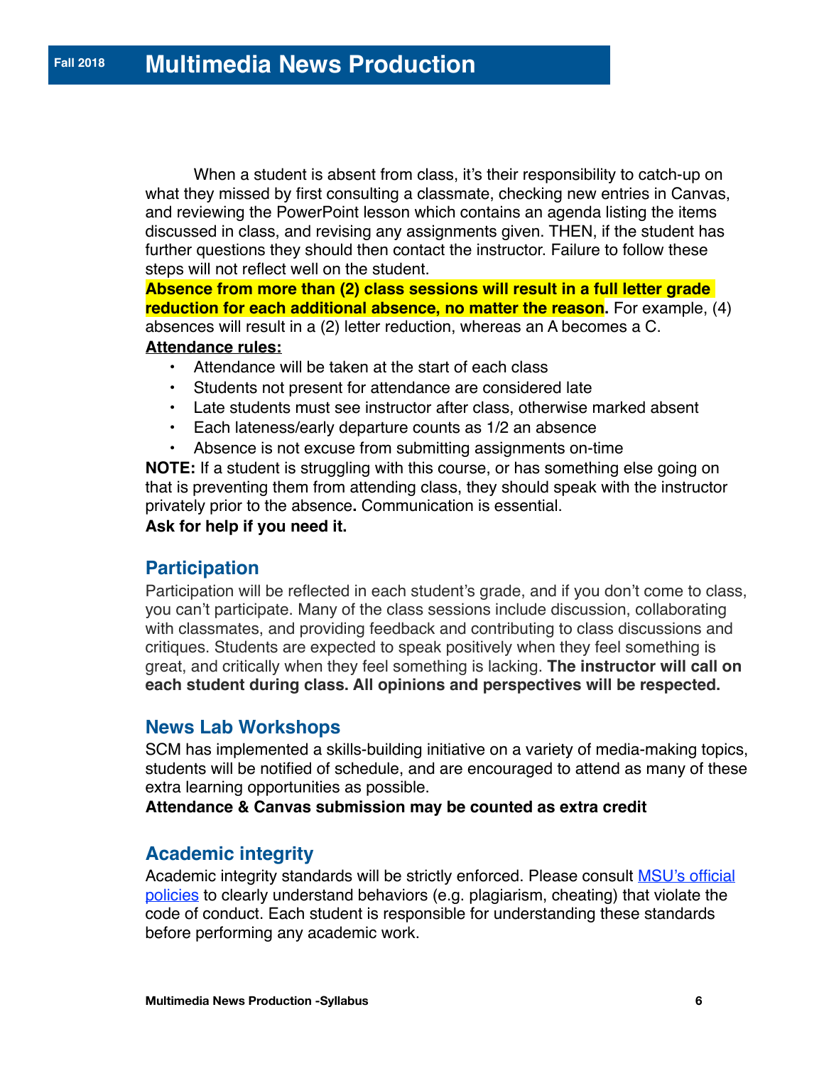When a student is absent from class, it's their responsibility to catch-up on what they missed by first consulting a classmate, checking new entries in Canvas, and reviewing the PowerPoint lesson which contains an agenda listing the items discussed in class, and revising any assignments given. THEN, if the student has further questions they should then contact the instructor. Failure to follow these steps will not reflect well on the student.

**Absence from more than (2) class sessions will result in a full letter grade reduction for each additional absence, no matter the reason.** For example, (4) absences will result in a (2) letter reduction, whereas an A becomes a C.

**Attendance rules:**

- Attendance will be taken at the start of each class
- Students not present for attendance are considered late
- Late students must see instructor after class, otherwise marked absent
- Each lateness/early departure counts as 1/2 an absence
- Absence is not excuse from submitting assignments on-time

**NOTE:** If a student is struggling with this course, or has something else going on that is preventing them from attending class, they should speak with the instructor privately prior to the absence**.** Communication is essential.

**Ask for help if you need it.**

## Participation

Participation will be reflected in each student's grade, and if you don't come to class, you can't participate. Many of the class sessions include discussion, collaborating with classmates, and providing feedback and contributing to class discussions and critiques. Students are expected to speak positively when they feel something is great, and critically when they feel something is lacking. **The instructor will call on each student during class. All opinions and perspectives will be respected.**

## News Lab Workshops

SCM has implemented a skills-building initiative on a variety of media-making topics, students will be notified of schedule, and are encouraged to attend as many of these extra learning opportunities as possible.

**Attendance & Canvas submission may be counted as extra credit**

## Academic integrity

Academic integrity standards will be strictly enforced. Please consult [MSU's official policies] to clearly understand behaviors (e.g. plagiarism, cheating) that violate the code of conduct. Each student is responsible for understanding these standards before performing any academic work.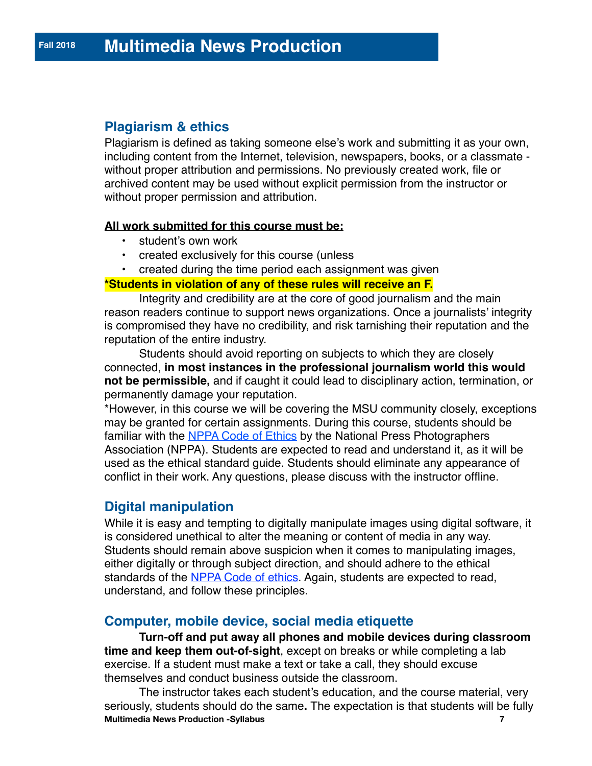## Plagiarism & ethics

Plagiarism is defined as taking someone else's work and submitting it as your own, including content from the Internet, television, newspapers, books, or a classmate - without proper attribution and permissions. No previously created work, file or archived content may be used without explicit permission from the instructor or without proper permission and attribution.

**All work submitted for this course must be:**

- student's own work
- created exclusively for this course (unless
- created during the time period each assignment was given

**\*Students in violation of any of these rules will receive an F.**

Integrity and credibility are at the core of good journalism and the main reason readers continue to support news organizations. Once a journalists' integrity is compromised they have no credibility, and risk tarnishing their reputation and the reputation of the entire industry.

Students should avoid reporting on subjects to which they are closely connected, **in most instances in the professional journalism world this would not be permissible,** and if caught it could lead to disciplinary action, termination, or permanently damage your reputation.

\*However, in this course we will be covering the MSU community closely, exceptions may be granted for certain assignments. During this course, students should be familiar with the NPPA Code of Ethics by the National Press Photographers Association (NPPA). Students are expected to read and understand it, as it will be used as the ethical standard guide. Students should eliminate any appearance of conflict in their work. Any questions, please discuss with the instructor offline.

## Digital manipulation

While it is easy and tempting to digitally manipulate images using digital software, it is considered unethical to alter the meaning or content of media in any way. Students should remain above suspicion when it comes to manipulating images, either digitally or through subject direction, and should adhere to the ethical standards of the NPPA Code of ethics. Again, students are expected to read, understand, and follow these principles.

## Computer, mobile device, social media etiquette

**Turn-off and put away all phones and mobile devices during classroom time and keep them out-of-sight**, except on breaks or while completing a lab exercise. If a student must make a text or take a call, they should excuse themselves and conduct business outside the classroom.

The instructor takes each student's education, and the course material, very seriously, students should do the same**.** The expectation is that students will be fully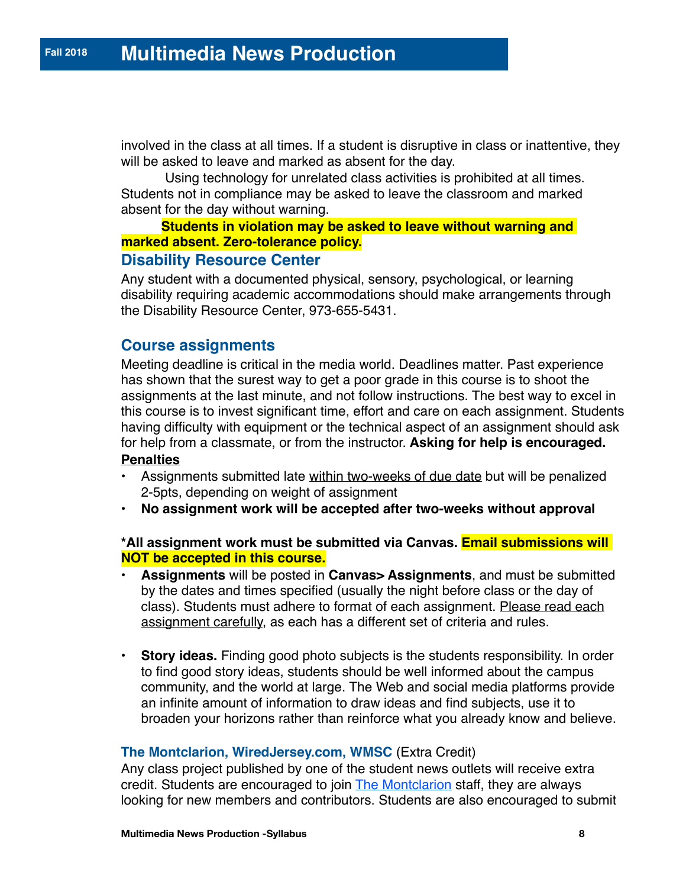involved in the class at all times. If a student is disruptive in class or inattentive, they will be asked to leave and marked as absent for the day.

Using technology for unrelated class activities is prohibited at all times. Students not in compliance may be asked to leave the classroom and marked absent for the day without warning.

**Students in violation may be asked to leave without warning and marked absent. Zero-tolerance policy.**

## Disability Resource Center

Any student with a documented physical, sensory, psychological, or learning disability requiring academic accommodations should make arrangements through the Disability Resource Center, 973-655-5431.

## Course assignments

Meeting deadline is critical in the media world. Deadlines matter. Past experience has shown that the surest way to get a poor grade in this course is to shoot the assignments at the last minute, and not follow instructions. The best way to excel in this course is to invest significant time, effort and care on each assignment. Students having difficulty with equipment or the technical aspect of an assignment should ask for help from a classmate, or from the instructor. **Asking for help is encouraged.**

**Penalties**

- Assignments submitted late within two-weeks of due date but will be penalized 2-5pts, depending on weight of assignment
- **No assignment work will be accepted after two-weeks without approval**

**\*All assignment work must be submitted via Canvas. Email submissions will NOT be accepted in this course.**

- **Assignments** will be posted in **Canvas> Assignments**, and must be submitted by the dates and times specified (usually the night before class or the day of class). Students must adhere to format of each assignment. Please read each assignment carefully, as each has a different set of criteria and rules.

- **Story ideas.** Finding good photo subjects is the students responsibility. In order to find good story ideas, students should be well informed about the campus community, and the world at large. The Web and social media platforms provide an infinite amount of information to draw ideas and find subjects, use it to broaden your horizons rather than reinforce what you already know and believe.

### The Montclarion, WiredJersey.com, WMSC (Extra Credit)

Any class project published by one of the student news outlets will receive extra credit. Students are encouraged to join The Montclarion staff, they are always looking for new members and contributors. Students are also encouraged to submit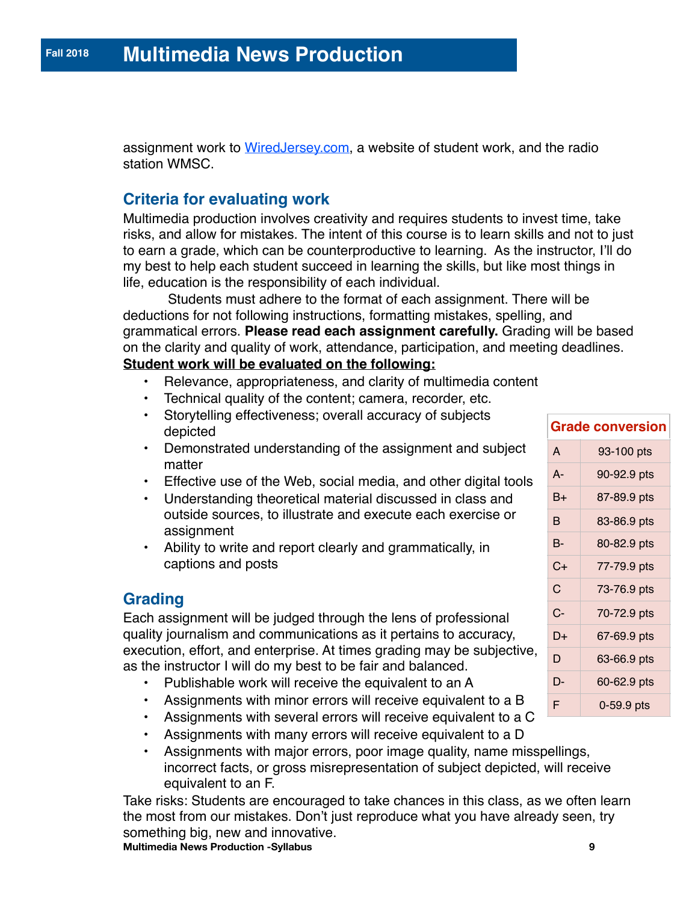assignment work to WiredJersey.com, a website of student work, and the radio station WMSC.

## Criteria for evaluating work

Multimedia production involves creativity and requires students to invest time, take risks, and allow for mistakes. The intent of this course is to learn skills and not to just to earn a grade, which can be counterproductive to learning. As the instructor, I'll do my best to help each student succeed in learning the skills, but like most things in life, education is the responsibility of each individual.

Students must adhere to the format of each assignment. There will be deductions for not following instructions, formatting mistakes, spelling, and grammatical errors. **Please read each assignment carefully.** Grading will be based on the clarity and quality of work, attendance, participation, and meeting deadlines.

**Student work will be evaluated on the following:**

- Relevance, appropriateness, and clarity of multimedia content
- Technical quality of the content; camera, recorder, etc.
- Storytelling effectiveness; overall accuracy of subjects depicted
- Demonstrated understanding of the assignment and subject matter
- Effective use of the Web, social media, and other digital tools
- Understanding theoretical material discussed in class and outside sources, to illustrate and execute each exercise or assignment
- Ability to write and report clearly and grammatically, in captions and posts

| Grade conversion | |
|---|---|
| A | 93-100 pts |
| A- | 90-92.9 pts |
| B+ | 87-89.9 pts |
| B | 83-86.9 pts |
| B- | 80-82.9 pts |
| C+ | 77-79.9 pts |
| C | 73-76.9 pts |
| C- | 70-72.9 pts |
| D+ | 67-69.9 pts |
| D | 63-66.9 pts |
| D- | 60-62.9 pts |
| F | 0-59.9 pts |

## Grading

Each assignment will be judged through the lens of professional quality journalism and communications as it pertains to accuracy, execution, effort, and enterprise. At times grading may be subjective, as the instructor I will do my best to be fair and balanced.

- Publishable work will receive the equivalent to an A
- Assignments with minor errors will receive equivalent to a B
- Assignments with several errors will receive equivalent to a C
- Assignments with many errors will receive equivalent to a D
- Assignments with major errors, poor image quality, name misspellings, incorrect facts, or gross misrepresentation of subject depicted, will receive equivalent to an F.

Take risks: Students are encouraged to take chances in this class, as we often learn the most from our mistakes. Don't just reproduce what you have already seen, try something big, new and innovative.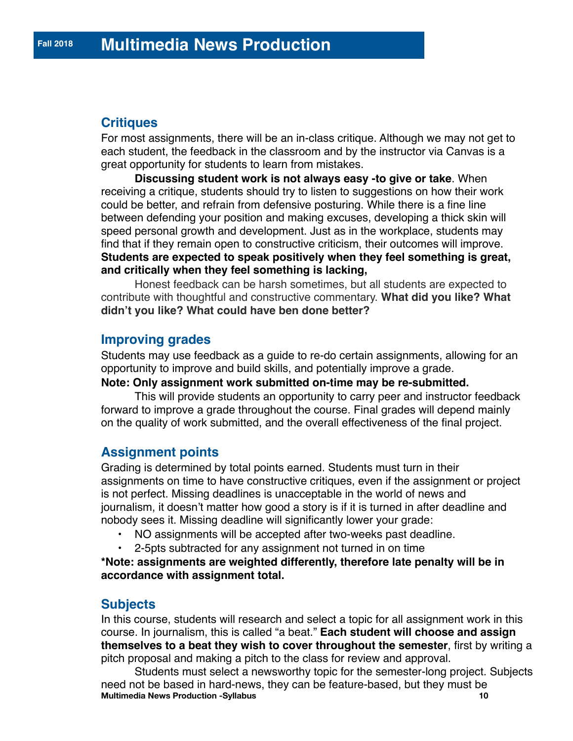## Critiques

For most assignments, there will be an in-class critique. Although we may not get to each student, the feedback in the classroom and by the instructor via Canvas is a great opportunity for students to learn from mistakes.

**Discussing student work is not always easy -to give or take**. When receiving a critique, students should try to listen to suggestions on how their work could be better, and refrain from defensive posturing. While there is a fine line between defending your position and making excuses, developing a thick skin will speed personal growth and development. Just as in the workplace, students may find that if they remain open to constructive criticism, their outcomes will improve. **Students are expected to speak positively when they feel something is great, and critically when they feel something is lacking,**

Honest feedback can be harsh sometimes, but all students are expected to contribute with thoughtful and constructive commentary. **What did you like? What didn't you like? What could have ben done better?**

## Improving grades

Students may use feedback as a guide to re-do certain assignments, allowing for an opportunity to improve and build skills, and potentially improve a grade.

**Note: Only assignment work submitted on-time may be re-submitted.**

This will provide students an opportunity to carry peer and instructor feedback forward to improve a grade throughout the course. Final grades will depend mainly on the quality of work submitted, and the overall effectiveness of the final project.

## Assignment points

Grading is determined by total points earned. Students must turn in their assignments on time to have constructive critiques, even if the assignment or project is not perfect. Missing deadlines is unacceptable in the world of news and journalism, it doesn't matter how good a story is if it is turned in after deadline and nobody sees it. Missing deadline will significantly lower your grade:

- NO assignments will be accepted after two-weeks past deadline.
- 2-5pts subtracted for any assignment not turned in on time

***Note: assignments are weighted differently, therefore late penalty will be in accordance with assignment total.**

## Subjects

In this course, students will research and select a topic for all assignment work in this course. In journalism, this is called "a beat." **Each student will choose and assign themselves to a beat they wish to cover throughout the semester**, first by writing a pitch proposal and making a pitch to the class for review and approval.

Students must select a newsworthy topic for the semester-long project. Subjects need not be based in hard-news, they can be feature-based, but they must be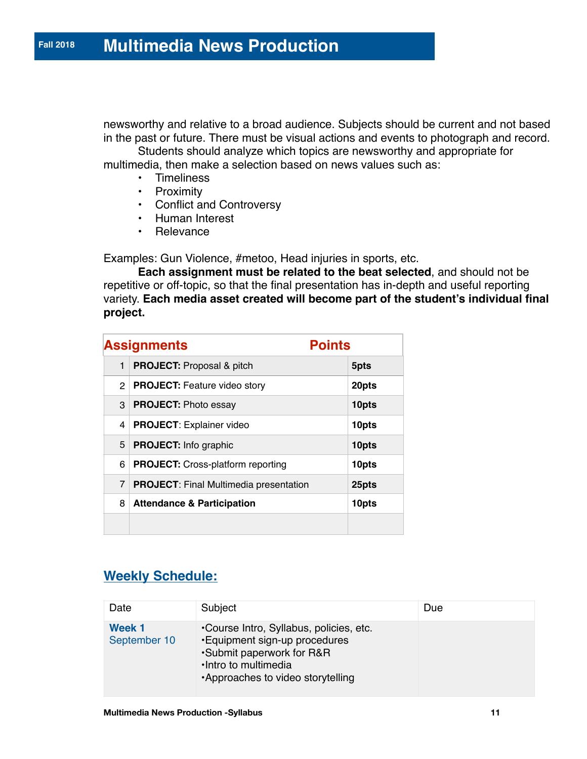newsworthy and relative to a broad audience. Subjects should be current and not based in the past or future. There must be visual actions and events to photograph and record.

Students should analyze which topics are newsworthy and appropriate for multimedia, then make a selection based on news values such as:

- Timeliness
- Proximity
- Conflict and Controversy
- Human Interest
- Relevance

Examples: Gun Violence, #metoo, Head injuries in sports, etc.

**Each assignment must be related to the beat selected**, and should not be repetitive or off-topic, so that the final presentation has in-depth and useful reporting variety. **Each media asset created will become part of the student's individual final project.**

| | Assignments | Points |
|---|---|---|
| 1 | **PROJECT:** Proposal & pitch | **5pts** |
| 2 | **PROJECT:** Feature video story | **20pts** |
| 3 | **PROJECT:** Photo essay | **10pts** |
| 4 | **PROJECT**: Explainer video | **10pts** |
| 5 | **PROJECT:** Info graphic | **10pts** |
| 6 | **PROJECT:** Cross-platform reporting | **10pts** |
| 7 | **PROJECT**: Final Multimedia presentation | **25pts** |
| 8 | **Attendance & Participation** | **10pts** |
| | | |

## Weekly Schedule:

| Date | Subject | Due |
|---|---|---|
| **Week 1** September 10 | •Course Intro, Syllabus, policies, etc.<br>•Equipment sign-up procedures<br>•Submit paperwork for R&R<br>•Intro to multimedia<br>•Approaches to video storytelling | |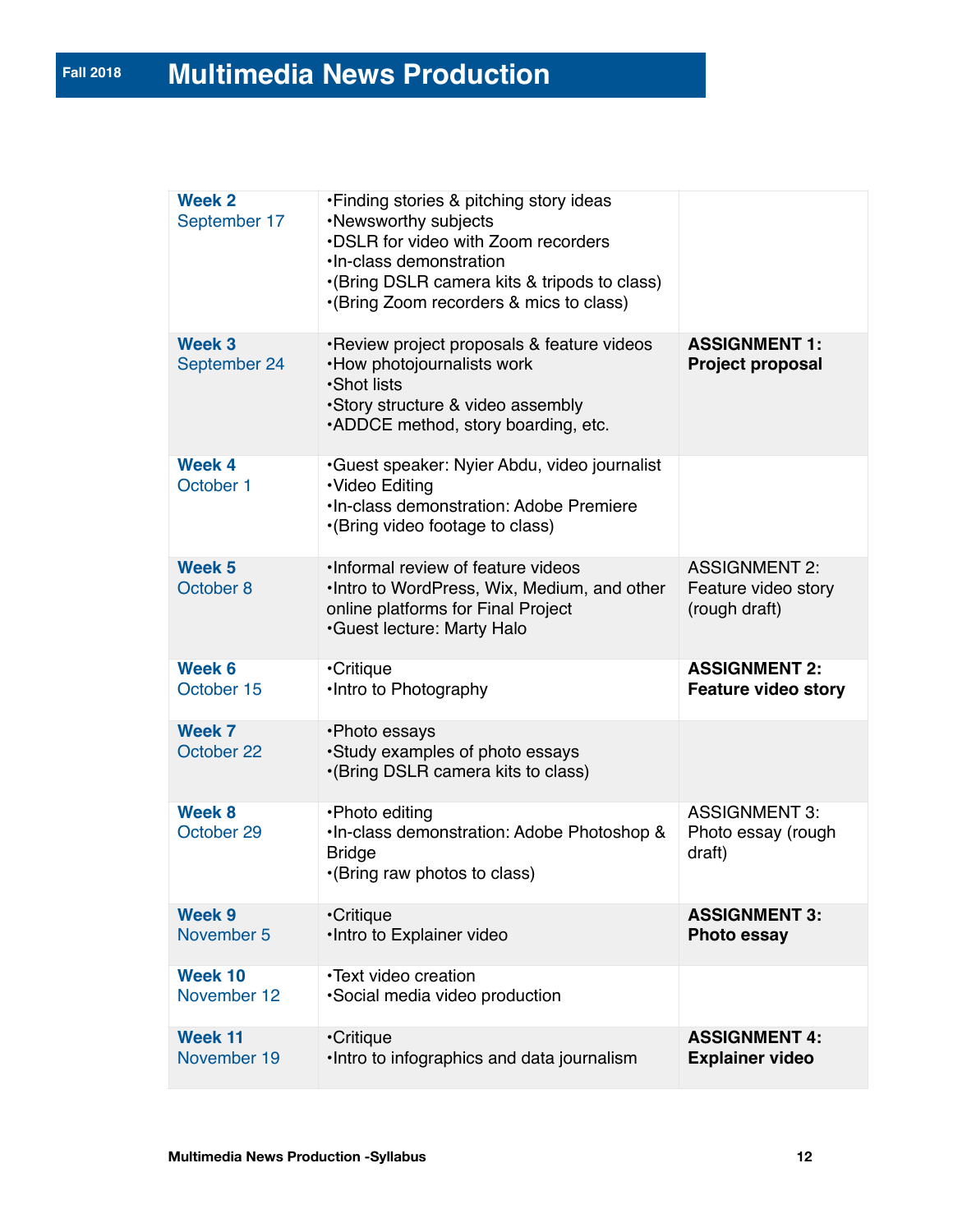| Week | Topics | Assignments |
|---|---|---|
| **Week 2** September 17 | •Finding stories & pitching story ideas<br>•Newsworthy subjects<br>•DSLR for video with Zoom recorders<br>•In-class demonstration<br>•(Bring DSLR camera kits & tripods to class)<br>•(Bring Zoom recorders & mics to class) | |
| **Week 3** September 24 | •Review project proposals & feature videos<br>•How photojournalists work<br>•Shot lists<br>•Story structure & video assembly<br>•ADDCE method, story boarding, etc. | **ASSIGNMENT 1: Project proposal** |
| **Week 4** October 1 | •Guest speaker: Nyier Abdu, video journalist<br>•Video Editing<br>•In-class demonstration: Adobe Premiere<br>•(Bring video footage to class) | |
| **Week 5** October 8 | •Informal review of feature videos<br>•Intro to WordPress, Wix, Medium, and other online platforms for Final Project<br>•Guest lecture: Marty Halo | ASSIGNMENT 2: Feature video story (rough draft) |
| **Week 6** October 15 | •Critique<br>•Intro to Photography | **ASSIGNMENT 2: Feature video story** |
| **Week 7** October 22 | •Photo essays<br>•Study examples of photo essays<br>•(Bring DSLR camera kits to class) | |
| **Week 8** October 29 | •Photo editing<br>•In-class demonstration: Adobe Photoshop & Bridge<br>•(Bring raw photos to class) | ASSIGNMENT 3: Photo essay (rough draft) |
| **Week 9** November 5 | •Critique<br>•Intro to Explainer video | **ASSIGNMENT 3: Photo essay** |
| **Week 10** November 12 | •Text video creation<br>•Social media video production | |
| **Week 11** November 19 | •Critique<br>•Intro to infographics and data journalism | **ASSIGNMENT 4: Explainer video** |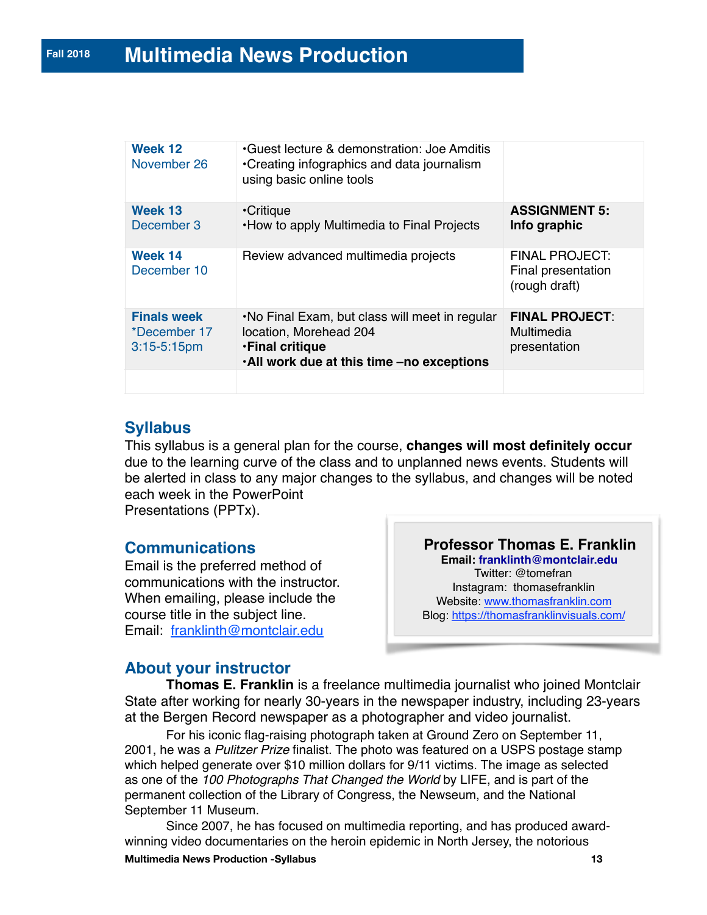| Week 12<br>November 26 | •Guest lecture & demonstration: Joe Amditis<br>•Creating infographics and data journalism using basic online tools | |
|---|---|---|
| **Week 13**<br>December 3 | •Critique<br>•How to apply Multimedia to Final Projects | **ASSIGNMENT 5: Info graphic** |
| **Week 14**<br>December 10 | Review advanced multimedia projects | FINAL PROJECT: Final presentation (rough draft) |
| **Finals week**<br>*December 17<br>3:15-5:15pm | •No Final Exam, but class will meet in regular location, Morehead 204<br>•**Final critique**<br>•**All work due at this time –no exceptions** | **FINAL PROJECT**: Multimedia presentation |
| | | |

## Syllabus

This syllabus is a general plan for the course, **changes will most definitely occur** due to the learning curve of the class and to unplanned news events. Students will be alerted in class to any major changes to the syllabus, and changes will be noted each week in the PowerPoint Presentations (PPTx).

## Communications

Email is the preferred method of communications with the instructor. When emailing, please include the course title in the subject line.
Email: franklinth@montclair.edu

**Professor Thomas E. Franklin**
**Email: franklinth@montclair.edu**
Twitter: @tomefran
Instagram: thomasefranklin
Website: www.thomasfranklin.com
Blog: https://thomasfranklinvisuals.com/

## About your instructor

**Thomas E. Franklin** is a freelance multimedia journalist who joined Montclair State after working for nearly 30-years in the newspaper industry, including 23-years at the Bergen Record newspaper as a photographer and video journalist.

For his iconic flag-raising photograph taken at Ground Zero on September 11, 2001, he was a *Pulitzer Prize* finalist. The photo was featured on a USPS postage stamp which helped generate over $10 million dollars for 9/11 victims. The image as selected as one of the *100 Photographs That Changed the World* by LIFE, and is part of the permanent collection of the Library of Congress, the Newseum, and the National September 11 Museum.

Since 2007, he has focused on multimedia reporting, and has produced award-winning video documentaries on the heroin epidemic in North Jersey, the notorious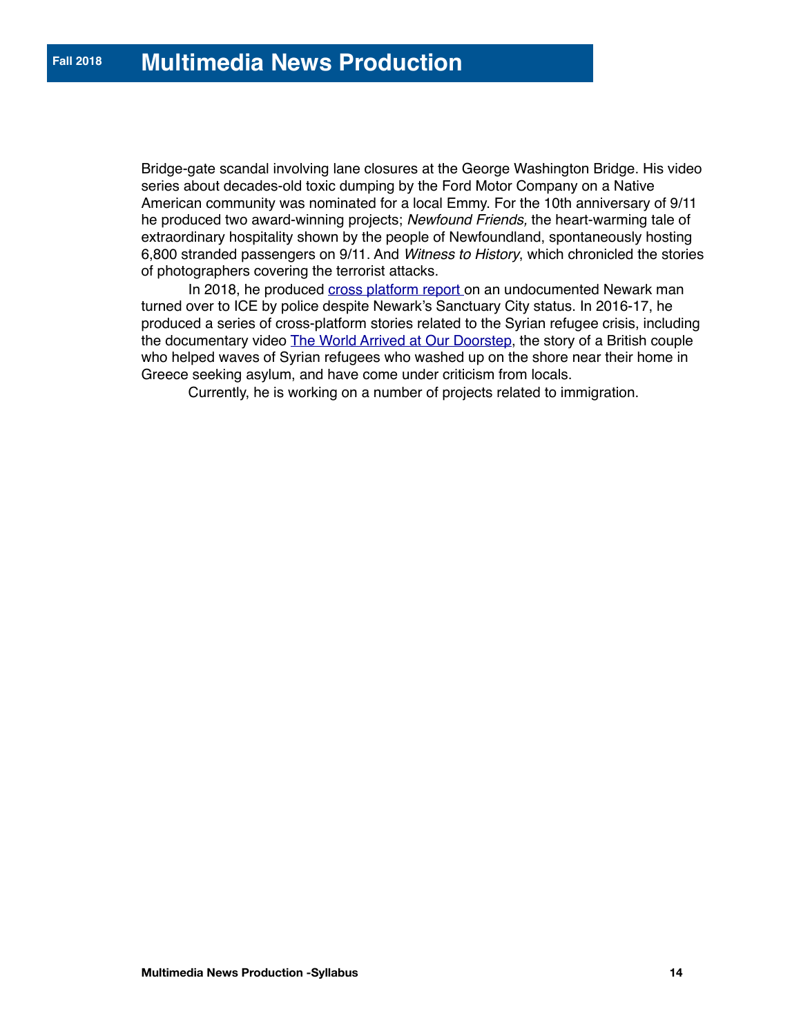Bridge-gate scandal involving lane closures at the George Washington Bridge. His video series about decades-old toxic dumping by the Ford Motor Company on a Native American community was nominated for a local Emmy. For the 10th anniversary of 9/11 he produced two award-winning projects; *Newfound Friends,* the heart-warming tale of extraordinary hospitality shown by the people of Newfoundland, spontaneously hosting 6,800 stranded passengers on 9/11. And *Witness to History*, which chronicled the stories of photographers covering the terrorist attacks.

In 2018, he produced cross platform report on an undocumented Newark man turned over to ICE by police despite Newark's Sanctuary City status. In 2016-17, he produced a series of cross-platform stories related to the Syrian refugee crisis, including the documentary video The World Arrived at Our Doorstep, the story of a British couple who helped waves of Syrian refugees who washed up on the shore near their home in Greece seeking asylum, and have come under criticism from locals.

Currently, he is working on a number of projects related to immigration.